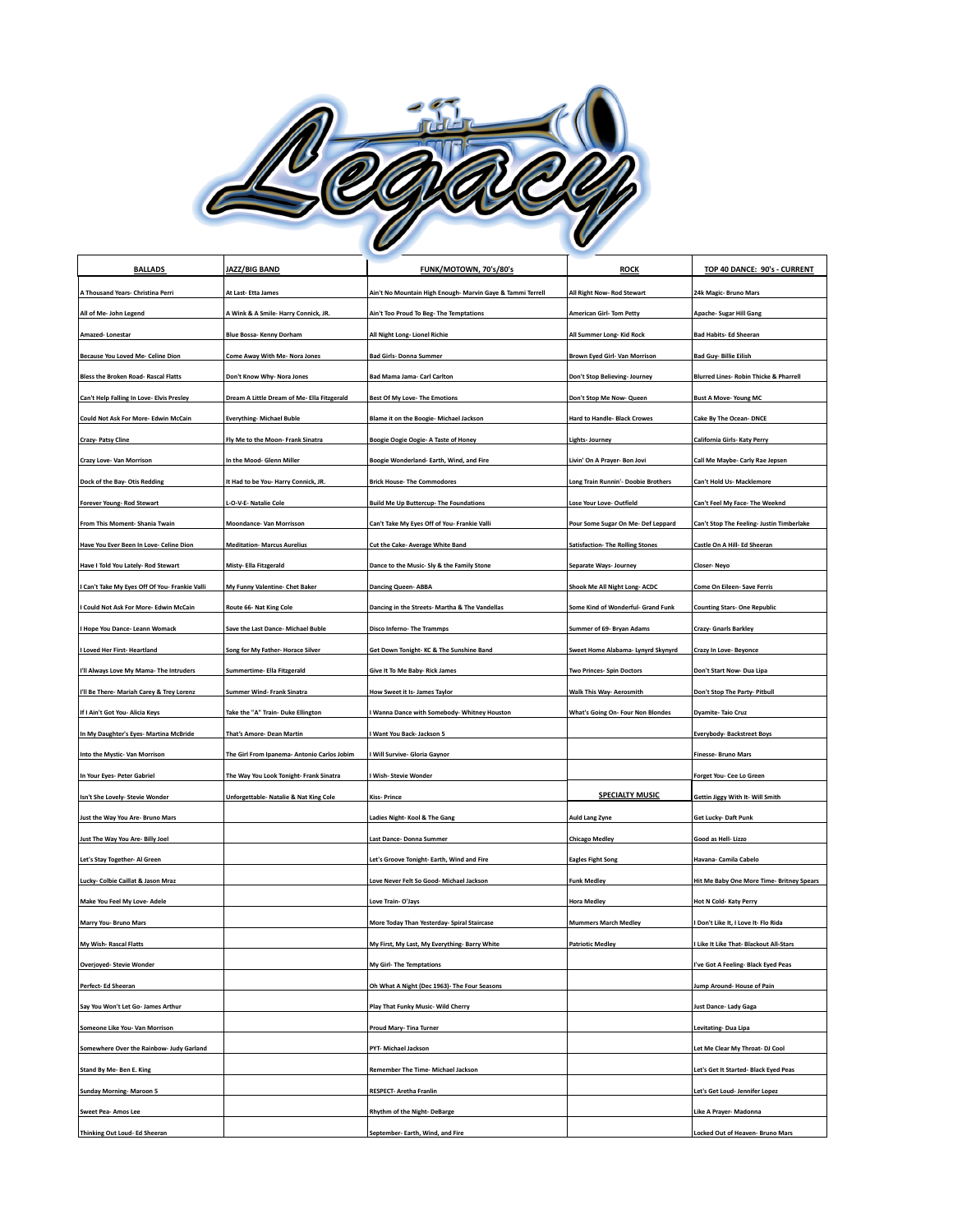# Legacy

| BALLADS | JAZZ/BIG BAND | FUNK/MOTOWN, 70's/80's | ROCK | TOP 40 DANCE: 90's - CURRENT |
|---|---|---|---|---|
| A Thousand Years- Christina Perri | At Last- Etta James | Ain't No Mountain High Enough- Marvin Gaye & Tammi Terrell | All Right Now- Rod Stewart | 24k Magic- Bruno Mars |
| All of Me- John Legend | A Wink & A Smile- Harry Connick, JR. | Ain't Too Proud To Beg- The Temptations | American Girl- Tom Petty | Apache- Sugar Hill Gang |
| Amazed- Lonestar | Blue Bossa- Kenny Dorham | All Night Long- Lionel Richie | All Summer Long- Kid Rock | Bad Habits- Ed Sheeran |
| Because You Loved Me- Celine Dion | Come Away With Me- Nora Jones | Bad Girls- Donna Summer | Brown Eyed Girl- Van Morrison | Bad Guy- Billie Eilish |
| Bless the Broken Road- Rascal Flatts | Don't Know Why- Nora Jones | Bad Mama Jama- Carl Carlton | Don't Stop Believing- Journey | Blurred Lines- Robin Thicke & Pharrell |
| Can't Help Falling In Love- Elvis Presley | Dream A Little Dream of Me- Ella Fitzgerald | Best Of My Love- The Emotions | Don't Stop Me Now- Queen | Bust A Move- Young MC |
| Could Not Ask For More- Edwin McCain | Everything- Michael Buble | Blame it on the Boogie- Michael Jackson | Hard to Handle- Black Crowes | Cake By The Ocean- DNCE |
| Crazy- Patsy Cline | Fly Me to the Moon- Frank Sinatra | Boogie Oogie Oogie- A Taste of Honey | Lights- Journey | California Girls- Katy Perry |
| Crazy Love- Van Morrison | In the Mood- Glenn Miller | Boogie Wonderland- Earth, Wind, and Fire | Livin' On A Prayer- Bon Jovi | Call Me Maybe- Carly Rae Jepsen |
| Dock of the Bay- Otis Redding | It Had to be You- Harry Connick, JR. | Brick House- The Commodores | Long Train Runnin'- Doobie Brothers | Can't Hold Us- Macklemore |
| Forever Young- Rod Stewart | L-O-V-E- Natalie Cole | Build Me Up Buttercup- The Foundations | Lose Your Love- Outfield | Can't Feel My Face- The Weeknd |
| From This Moment- Shania Twain | Moondance- Van Morrison | Can't Take My Eyes Off of You- Frankie Valli | Pour Some Sugar On Me- Def Leppard | Can't Stop The Feeling- Justin Timberlake |
| Have You Ever Been In Love- Celine Dion | Meditation- Marcus Aurelius | Cut the Cake- Average White Band | Satisfaction- The Rolling Stones | Castle On A Hill- Ed Sheeran |
| Have I Told You Lately- Rod Stewart | Misty- Ella Fitzgerald | Dance to the Music- Sly & the Family Stone | Separate Ways- Journey | Closer- Neyo |
| I Can't Take My Eyes Off Of You- Frankie Valli | My Funny Valentine- Chet Baker | Dancing Queen- ABBA | Shook Me All Night Long- ACDC | Come On Eileen- Save Ferris |
| I Could Not Ask For More- Edwin McCain | Route 66- Nat King Cole | Dancing in the Streets- Martha & The Vandellas | Some Kind of Wonderful- Grand Funk | Counting Stars- One Republic |
| I Hope You Dance- Leann Womack | Save the Last Dance- Michael Buble | Disco Inferno- The Trammps | Summer of 69- Bryan Adams | Crazy- Gnarls Barkley |
| I Loved Her First- Heartland | Song for My Father- Horace Silver | Get Down Tonight- KC & The Sunshine Band | Sweet Home Alabama- Lynyrd Skynyrd | Crazy In Love- Beyonce |
| I'll Always Love My Mama- The Intruders | Summertime- Ella Fitzgerald | Give It To Me Baby- Rick James | Two Princes- Spin Doctors | Don't Start Now- Dua Lipa |
| I'll Be There- Mariah Carey & Trey Lorenz | Summer Wind- Frank Sinatra | How Sweet it Is- James Taylor | Walk This Way- Aerosmith | Don't Stop The Party- Pitbull |
| If I Ain't Got You- Alicia Keys | Take the "A" Train- Duke Ellington | I Wanna Dance with Somebody- Whitney Houston | What's Going On- Four Non Blondes | Dyamite- Taio Cruz |
| In My Daughter's Eyes- Martina McBride | That's Amore- Dean Martin | I Want You Back- Jackson 5 | | Everybody- Backstreet Boys |
| Into the Mystic- Van Morrison | The Girl From Ipanema- Antonio Carlos Jobim | I Will Survive- Gloria Gaynor | | Finesse- Bruno Mars |
| In Your Eyes- Peter Gabriel | The Way You Look Tonight- Frank Sinatra | I Wish- Stevie Wonder | | Forget You- Cee Lo Green |
| Isn't She Lovely- Stevie Wonder | Unforgettable- Natalie & Nat King Cole | Kiss- Prince | **SPECIALTY MUSIC** | Gettin Jiggy With It- Will Smith |
| Just the Way You Are- Bruno Mars | | Ladies Night- Kool & The Gang | Auld Lang Zyne | Get Lucky- Daft Punk |
| Just The Way You Are- Billy Joel | | Last Dance- Donna Summer | Chicago Medley | Good as Hell- Lizzo |
| Let's Stay Together- Al Green | | Let's Groove Tonight- Earth, Wind and Fire | Eagles Fight Song | Havana- Camila Cabelo |
| Lucky- Colbie Caillat & Jason Mraz | | Love Never Felt So Good- Michael Jackson | Funk Medley | Hit Me Baby One More Time- Britney Spears |
| Make You Feel My Love- Adele | | Love Train- O'Jays | Hora Medley | Hot N Cold- Katy Perry |
| Marry You- Bruno Mars | | More Today Than Yesterday- Spiral Staircase | Mummers March Medley | I Don't Like It, I Love It- Flo Rida |
| My Wish- Rascal Flatts | | My First, My Last, My Everything- Barry White | Patriotic Medley | I Like It Like That- Blackout All-Stars |
| Overjoyed- Stevie Wonder | | My Girl- The Temptations | | I've Got A Feeling- Black Eyed Peas |
| Perfect- Ed Sheeran | | Oh What A Night (Dec 1963)- The Four Seasons | | Jump Around- House of Pain |
| Say You Won't Let Go- James Arthur | | Play That Funky Music- Wild Cherry | | Just Dance- Lady Gaga |
| Someone Like You- Van Morrison | | Proud Mary- Tina Turner | | Levitating- Dua Lipa |
| Somewhere Over the Rainbow- Judy Garland | | PYT- Michael Jackson | | Let Me Clear My Throat- DJ Cool |
| Stand By Me- Ben E. King | | Remember The Time- Michael Jackson | | Let's Get It Started- Black Eyed Peas |
| Sunday Morning- Maroon 5 | | RESPECT- Aretha Franlin | | Let's Get Loud- Jennifer Lopez |
| Sweet Pea- Amos Lee | | Rhythm of the Night- DeBarge | | Like A Prayer- Madonna |
| Thinking Out Loud- Ed Sheeran | | September- Earth, Wind, and Fire | | Locked Out of Heaven- Bruno Mars |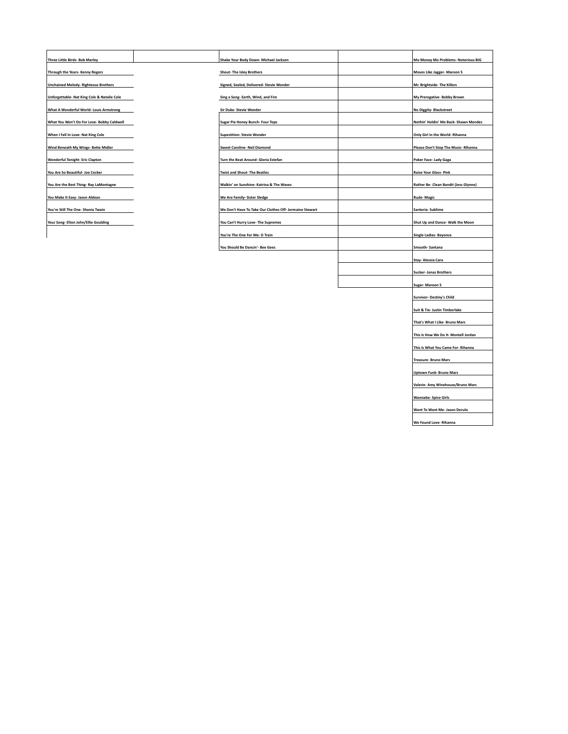| | | | | |
|---|---|---|---|---|
| Three Little Birds- Bob Marley | | Shake Your Body Down- Michael Jackson | | Mo Money Mo Problems- Notorious BIG |
| Through the Years- Kenny Rogers | | Shout- The Isley Brothers | | Moves Like Jagger- Maroon 5 |
| Unchained Melody- Righteous Brothers | | Signed, Sealed, Delivered- Stevie Wonder | | Mr. Brightside- The Killers |
| Unforgettable- Nat King Cole & Natalie Cole | | Sing a Song- Earth, Wind, and Fire | | My Prerogative- Bobby Brown |
| What A Wonderful World- Louis Armstrong | | Sir Duke- Stevie Wonder | | No Diggity- Blackstreet |
| What You Won't Do For Love- Bobby Caldwell | | Sugar Pie Honey Bunch- Four Tops | | Nothin' Holdin' Me Back- Shawn Mendes |
| When I Fall In Love- Nat King Cole | | Supestition- Stevie Wonder | | Only Girl in the World- Rihanna |
| Wind Beneath My Wings- Bette Midler | | Sweet Caroline- Neil Diamond | | Please Don't Stop The Music- Rihanna |
| Wonderful Tonight- Eric Clapton | | Turn the Beat Around- Gloria Estefan | | Poker Face- Lady Gaga |
| You Are So Beautiful- Joe Cocker | | Twist and Shout- The Beatles | | Raise Your Glass- Pink |
| You Are the Best Thing- Ray LaMontagne | | Walkin' on Sunshine- Katrina & The Waves | | Rather Be- Clean Bandit (Jess Glynne) |
| You Make It Easy- Jason Aldean | | We Are Family- Sister Sledge | | Rude- Magic |
| You're Still The One- Shania Twain | | We Don't Have To Take Our Clothes Off- Jermaine Stewart | | Santeria- Sublime |
| Your Song- Elton John/Ellie Goulding | | You Can't Hurry Love- The Supremes | | Shut Up and Dance- Walk the Moon |
| | | You're The One For Me- D Train | | Single Ladies- Beyonce |
| | | You Should Be Dancin'- Bee Gees | | Smooth- Santana |
| | | | | Stay- Alessia Cara |
| | | | | Sucker- Jonas Brothers |
| | | | | Sugar- Maroon 5 |
| | | | | Survivor- Destiny's Child |
| | | | | Suit & Tie- Justin Timberlake |
| | | | | That's What I Like- Bruno Mars |
| | | | | This Is How We Do It- Montell Jordan |
| | | | | This Is What You Came For- Rihanna |
| | | | | Treasure- Bruno Mars |
| | | | | Uptown Funk- Bruno Mars |
| | | | | Valerie- Amy Winehouse/Bruno Mars |
| | | | | Wannabe- Spice Girls |
| | | | | Want To Want Me- Jason Derulo |
| | | | | We Found Love- Rihanna |